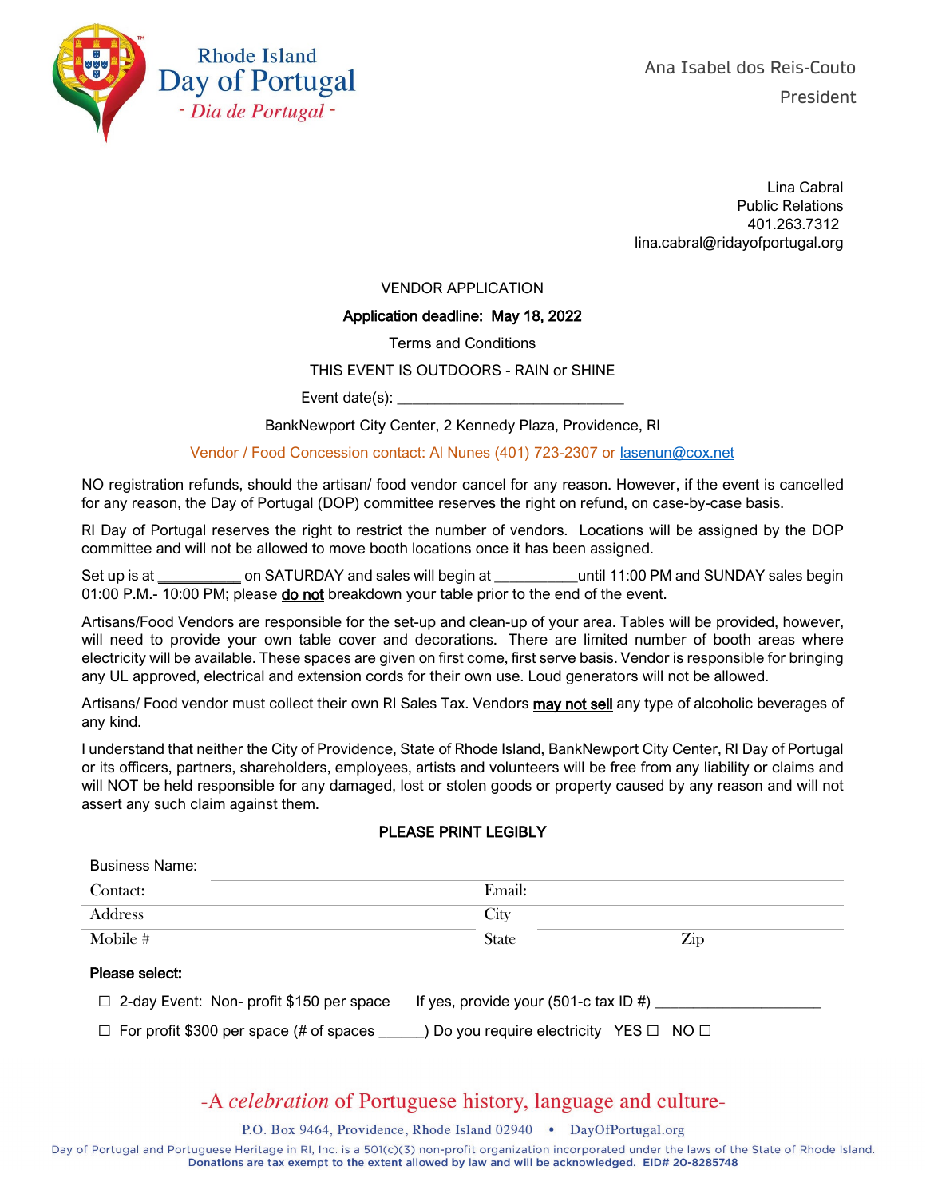Rhode Island
# Day of Portugal
*- Dia de Portugal -*

Ana Isabel dos Reis-Couto
President

Lina Cabral
Public Relations
401.263.7312
lina.cabral@ridayofportugal.org

VENDOR APPLICATION

**Application deadline: May 18, 2022**

Terms and Conditions

THIS EVENT IS OUTDOORS - RAIN or SHINE

Event date(s): ____________________________

BankNewport City Center, 2 Kennedy Plaza, Providence, RI

Vendor / Food Concession contact: Al Nunes (401) 723-2307 or lasenun@cox.net

NO registration refunds, should the artisan/ food vendor cancel for any reason. However, if the event is cancelled for any reason, the Day of Portugal (DOP) committee reserves the right on refund, on case-by-case basis.

RI Day of Portugal reserves the right to restrict the number of vendors. Locations will be assigned by the DOP committee and will not be allowed to move booth locations once it has been assigned.

Set up is at __________ on SATURDAY and sales will begin at __________until 11:00 PM and SUNDAY sales begin 01:00 P.M.- 10:00 PM; please <u>do not</u> breakdown your table prior to the end of the event.

Artisans/Food Vendors are responsible for the set-up and clean-up of your area. Tables will be provided, however, will need to provide your own table cover and decorations. There are limited number of booth areas where electricity will be available. These spaces are given on first come, first serve basis. Vendor is responsible for bringing any UL approved, electrical and extension cords for their own use. Loud generators will not be allowed.

Artisans/ Food vendor must collect their own RI Sales Tax. Vendors **<u>may not sell</u>** any type of alcoholic beverages of any kind.

I understand that neither the City of Providence, State of Rhode Island, BankNewport City Center, RI Day of Portugal or its officers, partners, shareholders, employees, artists and volunteers will be free from any liability or claims and will NOT be held responsible for any damaged, lost or stolen goods or property caused by any reason and will not assert any such claim against them.

<u>PLEASE PRINT LEGIBLY</u>

Business Name: ____________________________

Contact: ____________________ Email: ____________________

Address ____________________ City ____________________

Mobile # ____________________ State __________ Zip __________

**Please select:**

☐ 2-day Event: Non- profit $150 per space If yes, provide your (501-c tax ID #) ____________________

☐ For profit $300 per space (# of spaces _____) Do you require electricity YES ☐ NO ☐

*-A celebration of Portuguese history, language and culture-*

P.O. Box 9464, Providence, Rhode Island 02940 • DayOfPortugal.org

Day of Portugal and Portuguese Heritage in RI, Inc. is a 501(c)(3) non-profit organization incorporated under the laws of the State of Rhode Island.
**Donations are tax exempt to the extent allowed by law and will be acknowledged. EID# 20-8285748**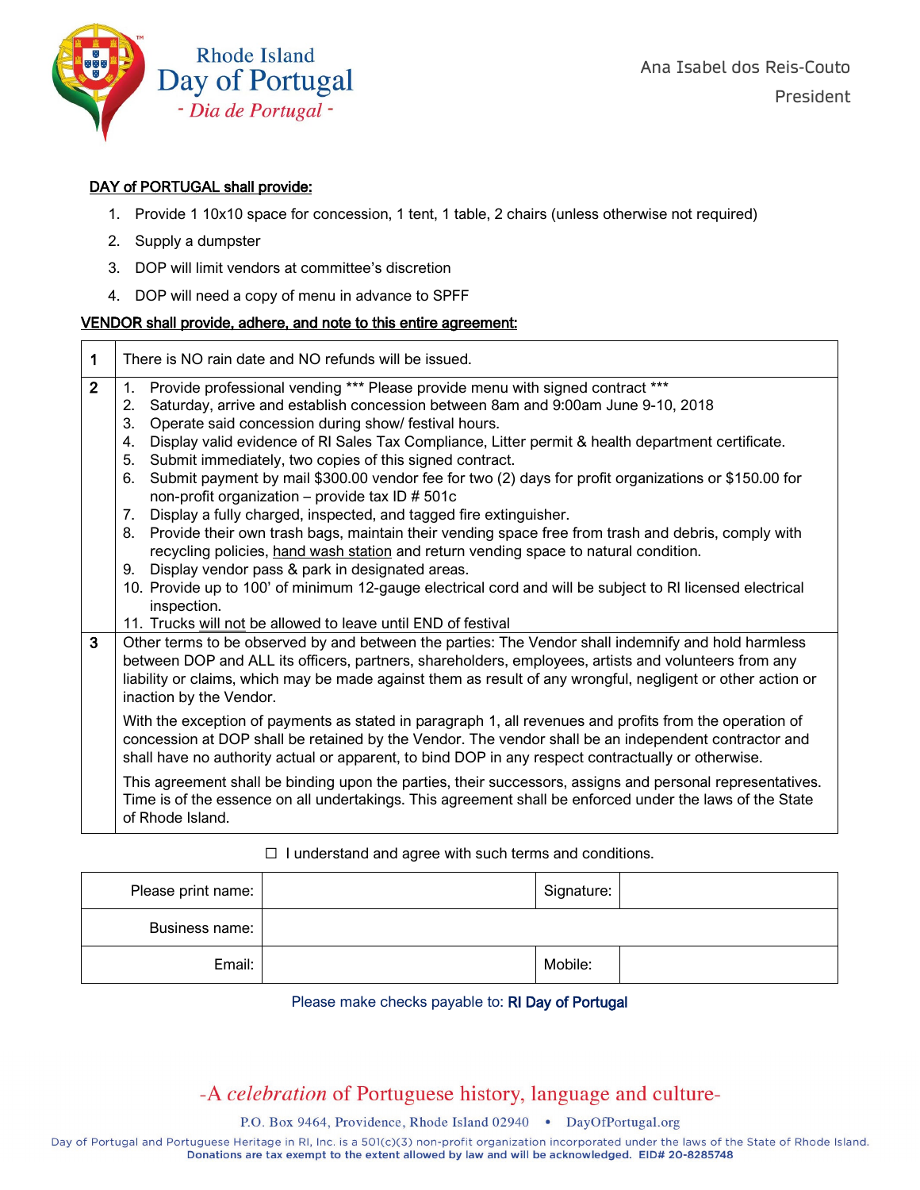Rhode Island
Day of Portugal
- Dia de Portugal -

Ana Isabel dos Reis-Couto
President

**DAY of PORTUGAL shall provide:**

1. Provide 1 10x10 space for concession, 1 tent, 1 table, 2 chairs (unless otherwise not required)
2. Supply a dumpster
3. DOP will limit vendors at committee's discretion
4. DOP will need a copy of menu in advance to SPFF

**VENDOR shall provide, adhere, and note to this entire agreement:**

| | |
|---|---|
| **1** | There is NO rain date and NO refunds will be issued. |
| **2** | 1. Provide professional vending *** Please provide menu with signed contract ***<br>2. Saturday, arrive and establish concession between 8am and 9:00am June 9-10, 2018<br>3. Operate said concession during show/ festival hours.<br>4. Display valid evidence of RI Sales Tax Compliance, Litter permit & health department certificate.<br>5. Submit immediately, two copies of this signed contract.<br>6. Submit payment by mail $300.00 vendor fee for two (2) days for profit organizations or $150.00 for non-profit organization – provide tax ID # 501c<br>7. Display a fully charged, inspected, and tagged fire extinguisher.<br>8. Provide their own trash bags, maintain their vending space free from trash and debris, comply with recycling policies, hand wash station and return vending space to natural condition.<br>9. Display vendor pass & park in designated areas.<br>10. Provide up to 100' of minimum 12-gauge electrical cord and will be subject to RI licensed electrical inspection.<br>11. Trucks will not be allowed to leave until END of festival |
| **3** | Other terms to be observed by and between the parties: The Vendor shall indemnify and hold harmless between DOP and ALL its officers, partners, shareholders, employees, artists and volunteers from any liability or claims, which may be made against them as result of any wrongful, negligent or other action or inaction by the Vendor.<br><br>With the exception of payments as stated in paragraph 1, all revenues and profits from the operation of concession at DOP shall be retained by the Vendor. The vendor shall be an independent contractor and shall have no authority actual or apparent, to bind DOP in any respect contractually or otherwise.<br><br>This agreement shall be binding upon the parties, their successors, assigns and personal representatives. Time is of the essence on all undertakings. This agreement shall be enforced under the laws of the State of Rhode Island. |

☐ I understand and agree with such terms and conditions.

| | | | |
|---|---|---|---|
| Please print name: | | Signature: | |
| Business name: | | | |
| Email: | | Mobile: | |

Please make checks payable to: **RI Day of Portugal**

-A *celebration* of Portuguese history, language and culture-

P.O. Box 9464, Providence, Rhode Island 02940 • DayOfPortugal.org

Day of Portugal and Portuguese Heritage in RI, Inc. is a 501(c)(3) non-profit organization incorporated under the laws of the State of Rhode Island.
**Donations are tax exempt to the extent allowed by law and will be acknowledged. EID# 20-8285748**